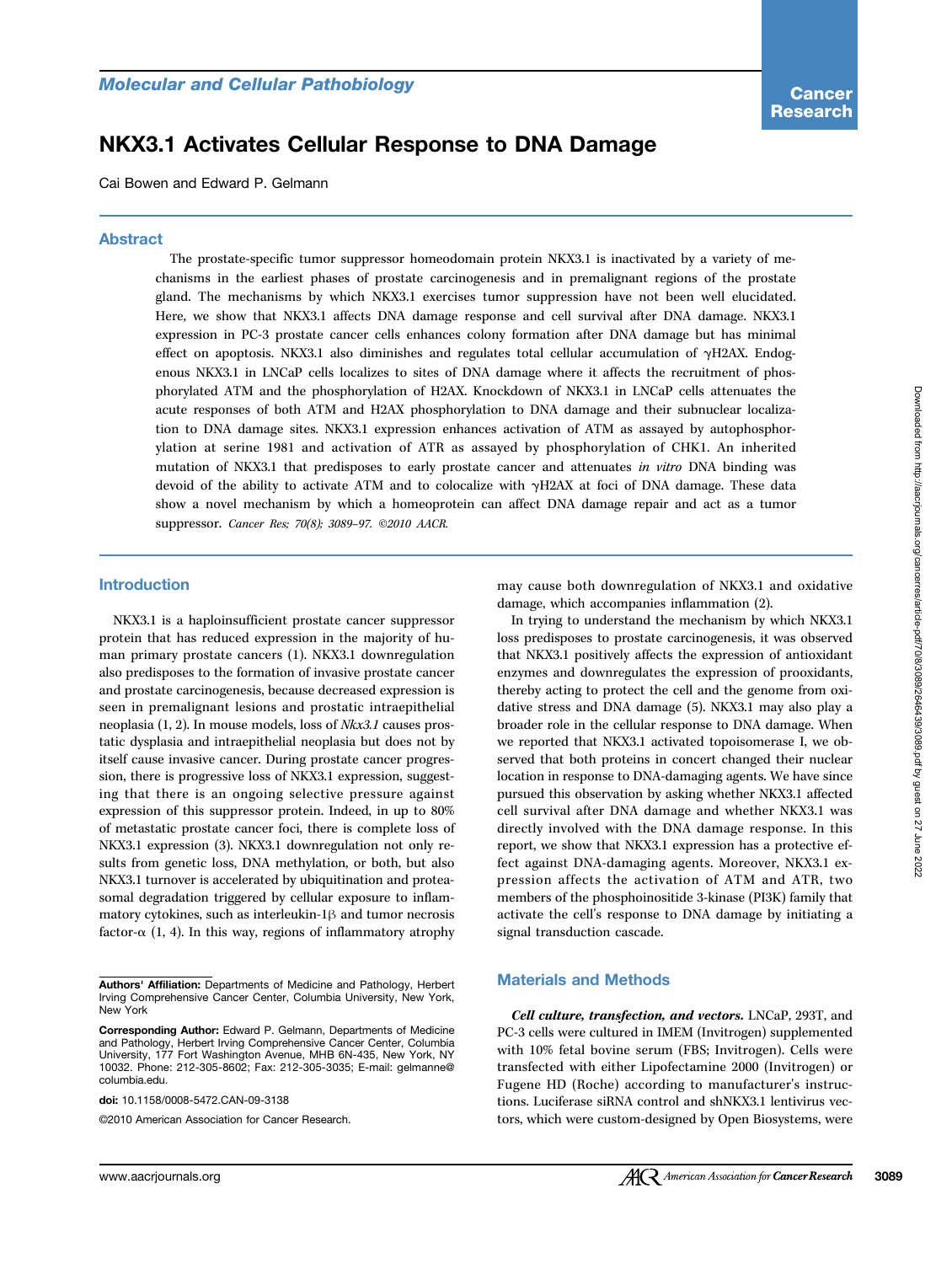Molecular and Cellular Pathobiology

# NKX3.1 Activates Cellular Response to DNA Damage

Cai Bowen and Edward P. Gelmann

## Abstract

The prostate-specific tumor suppressor homeodomain protein NKX3.1 is inactivated by a variety of mechanisms in the earliest phases of prostate carcinogenesis and in premalignant regions of the prostate gland. The mechanisms by which NKX3.1 exercises tumor suppression have not been well elucidated. Here, we show that NKX3.1 affects DNA damage response and cell survival after DNA damage. NKX3.1 expression in PC-3 prostate cancer cells enhances colony formation after DNA damage but has minimal effect on apoptosis. NKX3.1 also diminishes and regulates total cellular accumulation of γH2AX. Endogenous NKX3.1 in LNCaP cells localizes to sites of DNA damage where it affects the recruitment of phosphorylated ATM and the phosphorylation of H2AX. Knockdown of NKX3.1 in LNCaP cells attenuates the acute responses of both ATM and H2AX phosphorylation to DNA damage and their subnuclear localization to DNA damage sites. NKX3.1 expression enhances activation of ATM as assayed by autophosphorylation at serine 1981 and activation of ATR as assayed by phosphorylation of CHK1. An inherited mutation of NKX3.1 that predisposes to early prostate cancer and attenuates *in vitro* DNA binding was devoid of the ability to activate ATM and to colocalize with γH2AX at foci of DNA damage. These data show a novel mechanism by which a homeoprotein can affect DNA damage repair and act as a tumor suppressor. *Cancer Res; 70(8); 3089–97. ©2010 AACR.*

## Introduction

NKX3.1 is a haploinsufficient prostate cancer suppressor protein that has reduced expression in the majority of human primary prostate cancers (1). NKX3.1 downregulation also predisposes to the formation of invasive prostate cancer and prostate carcinogenesis, because decreased expression is seen in premalignant lesions and prostatic intraepithelial neoplasia (1, 2). In mouse models, loss of *Nkx3.1* causes prostatic dysplasia and intraepithelial neoplasia but does not by itself cause invasive cancer. During prostate cancer progression, there is progressive loss of NKX3.1 expression, suggesting that there is an ongoing selective pressure against expression of this suppressor protein. Indeed, in up to 80% of metastatic prostate cancer foci, there is complete loss of NKX3.1 expression (3). NKX3.1 downregulation not only results from genetic loss, DNA methylation, or both, but also NKX3.1 turnover is accelerated by ubiquitination and proteasomal degradation triggered by cellular exposure to inflammatory cytokines, such as interleukin-1β and tumor necrosis factor-α (1, 4). In this way, regions of inflammatory atrophy may cause both downregulation of NKX3.1 and oxidative damage, which accompanies inflammation (2).

In trying to understand the mechanism by which NKX3.1 loss predisposes to prostate carcinogenesis, it was observed that NKX3.1 positively affects the expression of antioxidant enzymes and downregulates the expression of prooxidants, thereby acting to protect the cell and the genome from oxidative stress and DNA damage (5). NKX3.1 may also play a broader role in the cellular response to DNA damage. When we reported that NKX3.1 activated topoisomerase I, we observed that both proteins in concert changed their nuclear location in response to DNA-damaging agents. We have since pursued this observation by asking whether NKX3.1 affected cell survival after DNA damage and whether NKX3.1 was directly involved with the DNA damage response. In this report, we show that NKX3.1 expression has a protective effect against DNA-damaging agents. Moreover, NKX3.1 expression affects the activation of ATM and ATR, two members of the phosphoinositide 3-kinase (PI3K) family that activate the cell's response to DNA damage by initiating a signal transduction cascade.

## Materials and Methods

***Cell culture, transfection, and vectors.*** LNCaP, 293T, and PC-3 cells were cultured in IMEM (Invitrogen) supplemented with 10% fetal bovine serum (FBS; Invitrogen). Cells were transfected with either Lipofectamine 2000 (Invitrogen) or Fugene HD (Roche) according to manufacturer's instructions. Luciferase siRNA control and shNKX3.1 lentivirus vectors, which were custom-designed by Open Biosystems, were

---

**Authors' Affiliation:** Departments of Medicine and Pathology, Herbert Irving Comprehensive Cancer Center, Columbia University, New York, New York

**Corresponding Author:** Edward P. Gelmann, Departments of Medicine and Pathology, Herbert Irving Comprehensive Cancer Center, Columbia University, 177 Fort Washington Avenue, MHB 6N-435, New York, NY 10032. Phone: 212-305-8602; Fax: 212-305-3035; E-mail: gelmanne@columbia.edu.

doi: 10.1158/0008-5472.CAN-09-3138

©2010 American Association for Cancer Research.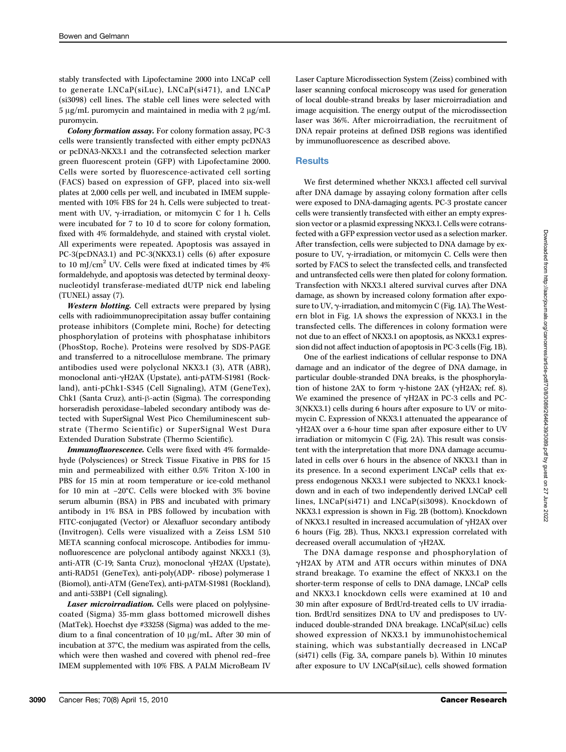stably transfected with Lipofectamine 2000 into LNCaP cell to generate LNCaP(siLuc), LNCaP(si471), and LNCaP (si3098) cell lines. The stable cell lines were selected with 5 μg/mL puromycin and maintained in media with 2 μg/mL puromycin.

***Colony formation assay.*** For colony formation assay, PC-3 cells were transiently transfected with either empty pcDNA3 or pcDNA3-NKX3.1 and the cotransfected selection marker green fluorescent protein (GFP) with Lipofectamine 2000. Cells were sorted by fluorescence-activated cell sorting (FACS) based on expression of GFP, placed into six-well plates at 2,000 cells per well, and incubated in IMEM supplemented with 10% FBS for 24 h. Cells were subjected to treatment with UV, γ-irradiation, or mitomycin C for 1 h. Cells were incubated for 7 to 10 d to score for colony formation, fixed with 4% formaldehyde, and stained with crystal violet. All experiments were repeated. Apoptosis was assayed in PC-3(pcDNA3.1) and PC-3(NKX3.1) cells (6) after exposure to 10 mJ/cm$^2$ UV. Cells were fixed at indicated times by 4% formaldehyde, and apoptosis was detected by terminal deoxynucleotidyl transferase-mediated dUTP nick end labeling (TUNEL) assay (7).

***Western blotting.*** Cell extracts were prepared by lysing cells with radioimmunoprecipitation assay buffer containing protease inhibitors (Complete mini, Roche) for detecting phosphorylation of proteins with phosphatase inhibitors (PhosStop, Roche). Proteins were resolved by SDS-PAGE and transferred to a nitrocellulose membrane. The primary antibodies used were polyclonal NKX3.1 (3), ATR (ABR), monoclonal anti-γH2AX (Upstate), anti-pATM-S1981 (Rockland), anti-pChk1-S345 (Cell Signaling), ATM (GeneTex), Chk1 (Santa Cruz), anti-β-actin (Sigma). The corresponding horseradish peroxidase–labeled secondary antibody was detected with SuperSignal West Pico Chemiluminescent substrate (Thermo Scientific) or SuperSignal West Dura Extended Duration Substrate (Thermo Scientific).

***Immunofluorescence.*** Cells were fixed with 4% formaldehyde (Polysciences) or Streck Tissue Fixative in PBS for 15 min and permeabilized with either 0.5% Triton X-100 in PBS for 15 min at room temperature or ice-cold methanol for 10 min at −20°C. Cells were blocked with 3% bovine serum albumin (BSA) in PBS and incubated with primary antibody in 1% BSA in PBS followed by incubation with FITC-conjugated (Vector) or Alexafluor secondary antibody (Invitrogen). Cells were visualized with a Zeiss LSM 510 META scanning confocal microscope. Antibodies for immunofluorescence are polyclonal antibody against NKX3.1 (3), anti-ATR (C-19; Santa Cruz), monoclonal γH2AX (Upstate), anti-RAD51 (GeneTex), anti-poly(ADP- ribose) polymerase 1 (Biomol), anti-ATM (GeneTex), anti-pATM-S1981 (Rockland), and anti-53BP1 (Cell signaling).

***Laser microirradiation.*** Cells were placed on polylysine-coated (Sigma) 35-mm glass bottomed microwell dishes (MatTek). Hoechst dye #33258 (Sigma) was added to the medium to a final concentration of 10 μg/mL. After 30 min of incubation at 37°C, the medium was aspirated from the cells, which were then washed and covered with phenol red–free IMEM supplemented with 10% FBS. A PALM MicroBeam IV Laser Capture Microdissection System (Zeiss) combined with laser scanning confocal microscopy was used for generation of local double-strand breaks by laser microirradiation and image acquisition. The energy output of the microdissection laser was 36%. After microirradiation, the recruitment of DNA repair proteins at defined DSB regions was identified by immunofluorescence as described above.

## Results

We first determined whether NKX3.1 affected cell survival after DNA damage by assaying colony formation after cells were exposed to DNA-damaging agents. PC-3 prostate cancer cells were transiently transfected with either an empty expression vector or a plasmid expressing NKX3.1. Cells were cotransfected with a GFP expression vector used as a selection marker. After transfection, cells were subjected to DNA damage by exposure to UV, γ-irradiation, or mitomycin C. Cells were then sorted by FACS to select the transfected cells, and transfected and untransfected cells were then plated for colony formation. Transfection with NKX3.1 altered survival curves after DNA damage, as shown by increased colony formation after exposure to UV, γ-irradiation, and mitomycin C (Fig. 1A). The Western blot in Fig. 1A shows the expression of NKX3.1 in the transfected cells. The differences in colony formation were not due to an effect of NKX3.1 on apoptosis, as NKX3.1 expression did not affect induction of apoptosis in PC-3 cells (Fig. 1B).

One of the earliest indications of cellular response to DNA damage and an indicator of the degree of DNA damage, in particular double-stranded DNA breaks, is the phosphorylation of histone 2AX to form γ-histone 2AX (γH2AX; ref. 8). We examined the presence of γH2AX in PC-3 cells and PC-3(NKX3.1) cells during 6 hours after exposure to UV or mitomycin C. Expression of NKX3.1 attenuated the appearance of γH2AX over a 6-hour time span after exposure either to UV irradiation or mitomycin C (Fig. 2A). This result was consistent with the interpretation that more DNA damage accumulated in cells over 6 hours in the absence of NKX3.1 than in its presence. In a second experiment LNCaP cells that express endogenous NKX3.1 were subjected to NKX3.1 knockdown and in each of two independently derived LNCaP cell lines, LNCaP(si471) and LNCaP(si3098). Knockdown of NKX3.1 expression is shown in Fig. 2B (bottom). Knockdown of NKX3.1 resulted in increased accumulation of γH2AX over 6 hours (Fig. 2B). Thus, NKX3.1 expression correlated with decreased overall accumulation of γH2AX.

The DNA damage response and phosphorylation of γH2AX by ATM and ATR occurs within minutes of DNA strand breakage. To examine the effect of NKX3.1 on the shorter-term response of cells to DNA damage, LNCaP cells and NKX3.1 knockdown cells were examined at 10 and 30 min after exposure of BrdUrd-treated cells to UV irradiation. BrdUrd sensitizes DNA to UV and predisposes to UV-induced double-stranded DNA breakage. LNCaP(siLuc) cells showed expression of NKX3.1 by immunohistochemical staining, which was substantially decreased in LNCaP (si471) cells (Fig. 3A, compare panels b). Within 10 minutes after exposure to UV LNCaP(siLuc), cells showed formation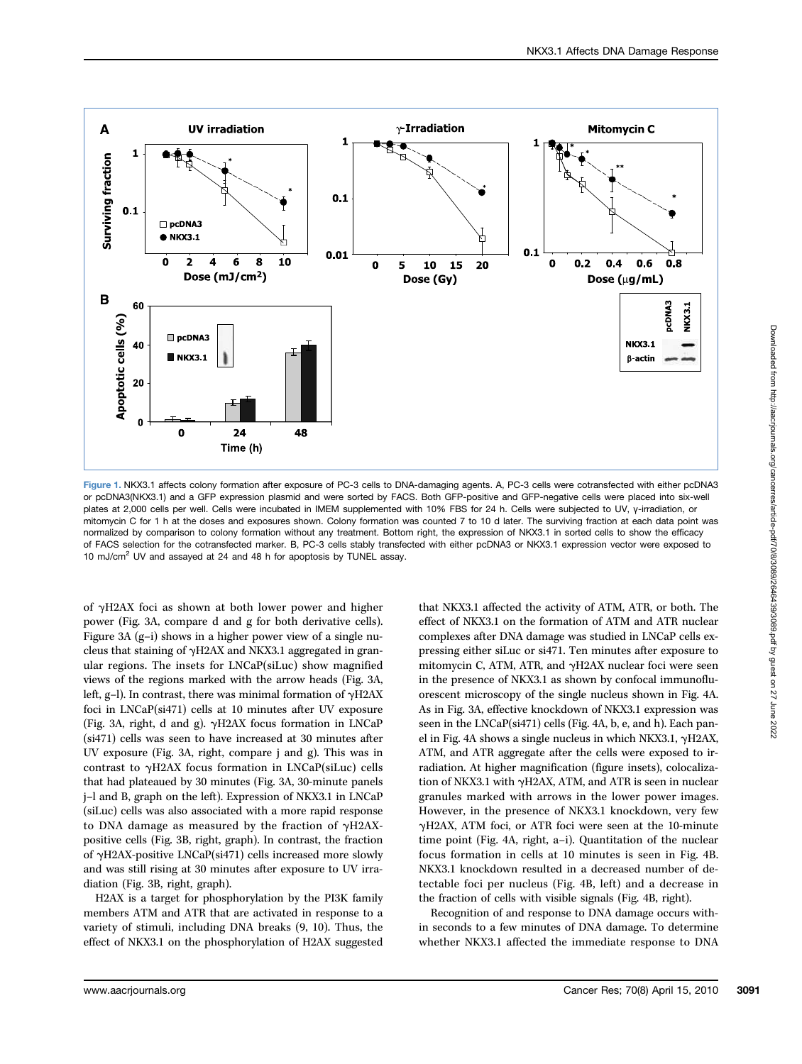Figure 1. NKX3.1 affects colony formation after exposure of PC-3 cells to DNA-damaging agents. A, PC-3 cells were cotransfected with either pcDNA3 or pcDNA3(NKX3.1) and a GFP expression plasmid and were sorted by FACS. Both GFP-positive and GFP-negative cells were placed into six-well plates at 2,000 cells per well. Cells were incubated in IMEM supplemented with 10% FBS for 24 h. Cells were subjected to UV, γ-irradiation, or mitomycin C for 1 h at the doses and exposures shown. Colony formation was counted 7 to 10 d later. The surviving fraction at each data point was normalized by comparison to colony formation without any treatment. Bottom right, the expression of NKX3.1 in sorted cells to show the efficacy of FACS selection for the cotransfected marker. B, PC-3 cells stably transfected with either pcDNA3 or NKX3.1 expression vector were exposed to 10 mJ/cm$^2$ UV and assayed at 24 and 48 h for apoptosis by TUNEL assay.

of γH2AX foci as shown at both lower power and higher power (Fig. 3A, compare d and g for both derivative cells). Figure 3A (g–i) shows in a higher power view of a single nucleus that staining of γH2AX and NKX3.1 aggregated in granular regions. The insets for LNCaP(siLuc) show magnified views of the regions marked with the arrow heads (Fig. 3A, left, g–l). In contrast, there was minimal formation of γH2AX foci in LNCaP(si471) cells at 10 minutes after UV exposure (Fig. 3A, right, d and g). γH2AX focus formation in LNCaP (si471) cells was seen to have increased at 30 minutes after UV exposure (Fig. 3A, right, compare j and g). This was in contrast to γH2AX focus formation in LNCaP(siLuc) cells that had plateaued by 30 minutes (Fig. 3A, 30-minute panels j–l and B, graph on the left). Expression of NKX3.1 in LNCaP (siLuc) cells was also associated with a more rapid response to DNA damage as measured by the fraction of γH2AX-positive cells (Fig. 3B, right, graph). In contrast, the fraction of γH2AX-positive LNCaP(si471) cells increased more slowly and was still rising at 30 minutes after exposure to UV irradiation (Fig. 3B, right, graph).

H2AX is a target for phosphorylation by the PI3K family members ATM and ATR that are activated in response to a variety of stimuli, including DNA breaks (9, 10). Thus, the effect of NKX3.1 on the phosphorylation of H2AX suggested that NKX3.1 affected the activity of ATM, ATR, or both. The effect of NKX3.1 on the formation of ATM and ATR nuclear complexes after DNA damage was studied in LNCaP cells expressing either siLuc or si471. Ten minutes after exposure to mitomycin C, ATM, ATR, and γH2AX nuclear foci were seen in the presence of NKX3.1 as shown by confocal immunofluorescent microscopy of the single nucleus shown in Fig. 4A. As in Fig. 3A, effective knockdown of NKX3.1 expression was seen in the LNCaP(si471) cells (Fig. 4A, b, e, and h). Each panel in Fig. 4A shows a single nucleus in which NKX3.1, γH2AX, ATM, and ATR aggregate after the cells were exposed to irradiation. At higher magnification (figure insets), colocalization of NKX3.1 with γH2AX, ATM, and ATR is seen in nuclear granules marked with arrows in the lower power images. However, in the presence of NKX3.1 knockdown, very few γH2AX, ATM foci, or ATR foci were seen at the 10-minute time point (Fig. 4A, right, a–i). Quantitation of the nuclear focus formation in cells at 10 minutes is seen in Fig. 4B. NKX3.1 knockdown resulted in a decreased number of detectable foci per nucleus (Fig. 4B, left) and a decrease in the fraction of cells with visible signals (Fig. 4B, right).

Recognition of and response to DNA damage occurs within seconds to a few minutes of DNA damage. To determine whether NKX3.1 affected the immediate response to DNA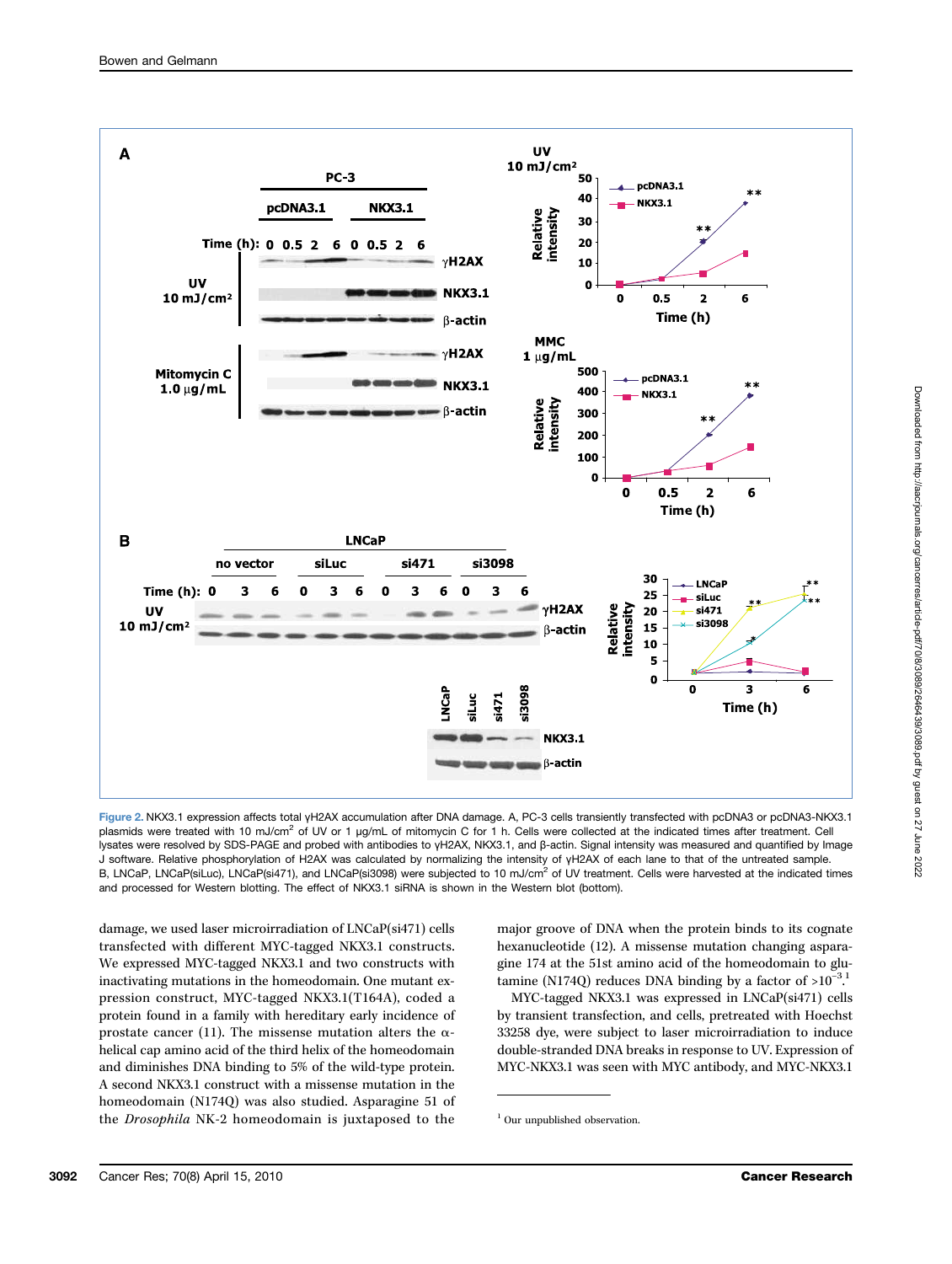Figure 2. NKX3.1 expression affects total γH2AX accumulation after DNA damage. A, PC-3 cells transiently transfected with pcDNA3 or pcDNA3-NKX3.1 plasmids were treated with 10 mJ/cm$^2$ of UV or 1 μg/mL of mitomycin C for 1 h. Cells were collected at the indicated times after treatment. Cell lysates were resolved by SDS-PAGE and probed with antibodies to γH2AX, NKX3.1, and β-actin. Signal intensity was measured and quantified by Image J software. Relative phosphorylation of H2AX was calculated by normalizing the intensity of γH2AX of each lane to that of the untreated sample. B, LNCaP, LNCaP(siLuc), LNCaP(si471), and LNCaP(si3098) were subjected to 10 mJ/cm$^2$ of UV treatment. Cells were harvested at the indicated times and processed for Western blotting. The effect of NKX3.1 siRNA is shown in the Western blot (bottom).

damage, we used laser microirradiation of LNCaP(si471) cells transfected with different MYC-tagged NKX3.1 constructs. We expressed MYC-tagged NKX3.1 and two constructs with inactivating mutations in the homeodomain. One mutant expression construct, MYC-tagged NKX3.1(T164A), coded a protein found in a family with hereditary early incidence of prostate cancer (11). The missense mutation alters the α-helical cap amino acid of the third helix of the homeodomain and diminishes DNA binding to 5% of the wild-type protein. A second NKX3.1 construct with a missense mutation in the homeodomain (N174Q) was also studied. Asparagine 51 of the *Drosophila* NK-2 homeodomain is juxtaposed to the major groove of DNA when the protein binds to its cognate hexanucleotide (12). A missense mutation changing asparagine 174 at the 51st amino acid of the homeodomain to glutamine (N174Q) reduces DNA binding by a factor of $>10^{-3}$.[1]

MYC-tagged NKX3.1 was expressed in LNCaP(si471) cells by transient transfection, and cells, pretreated with Hoechst 33258 dye, were subject to laser microirradiation to induce double-stranded DNA breaks in response to UV. Expression of MYC-NKX3.1 was seen with MYC antibody, and MYC-NKX3.1

[1] Our unpublished observation.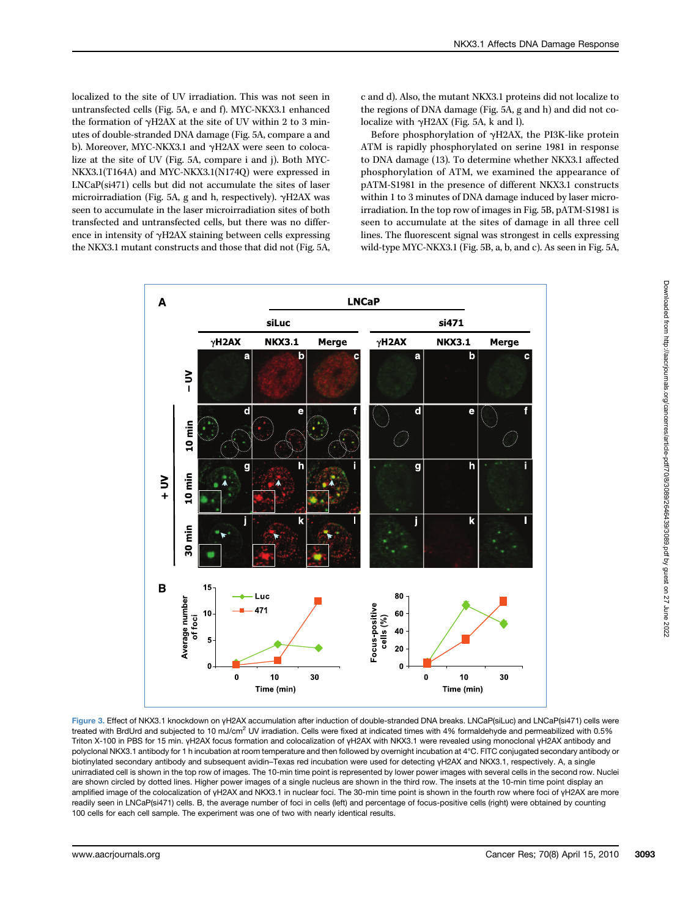localized to the site of UV irradiation. This was not seen in untransfected cells (Fig. 5A, e and f). MYC-NKX3.1 enhanced the formation of γH2AX at the site of UV within 2 to 3 minutes of double-stranded DNA damage (Fig. 5A, compare a and b). Moreover, MYC-NKX3.1 and γH2AX were seen to colocalize at the site of UV (Fig. 5A, compare i and j). Both MYC-NKX3.1(T164A) and MYC-NKX3.1(N174Q) were expressed in LNCaP(si471) cells but did not accumulate the sites of laser microirradiation (Fig. 5A, g and h, respectively). γH2AX was seen to accumulate in the laser microirradiation sites of both transfected and untransfected cells, but there was no difference in intensity of γH2AX staining between cells expressing the NKX3.1 mutant constructs and those that did not (Fig. 5A, c and d). Also, the mutant NKX3.1 proteins did not localize to the regions of DNA damage (Fig. 5A, g and h) and did not colocalize with γH2AX (Fig. 5A, k and l).

Before phosphorylation of γH2AX, the PI3K-like protein ATM is rapidly phosphorylated on serine 1981 in response to DNA damage (13). To determine whether NKX3.1 affected phosphorylation of ATM, we examined the appearance of pATM-S1981 in the presence of different NKX3.1 constructs within 1 to 3 minutes of DNA damage induced by laser microirradiation. In the top row of images in Fig. 5B, pATM-S1981 is seen to accumulate at the sites of damage in all three cell lines. The fluorescent signal was strongest in cells expressing wild-type MYC-NKX3.1 (Fig. 5B, a, b, and c). As seen in Fig. 5A,

Figure 3. Effect of NKX3.1 knockdown on γH2AX accumulation after induction of double-stranded DNA breaks. LNCaP(siLuc) and LNCaP(si471) cells were treated with BrdUrd and subjected to 10 mJ/cm$^2$ UV irradiation. Cells were fixed at indicated times with 4% formaldehyde and permeabilized with 0.5% Triton X-100 in PBS for 15 min. γH2AX focus formation and colocalization of γH2AX with NKX3.1 were revealed using monoclonal γH2AX antibody and polyclonal NKX3.1 antibody for 1 h incubation at room temperature and then followed by overnight incubation at 4°C. FITC conjugated secondary antibody or biotinylated secondary antibody and subsequent avidin–Texas red incubation were used for detecting γH2AX and NKX3.1, respectively. A, a single unirradiated cell is shown in the top row of images. The 10-min time point is represented by lower power images with several cells in the second row. Nuclei are shown circled by dotted lines. Higher power images of a single nucleus are shown in the third row. The insets at the 10-min time point display an amplified image of the colocalization of γH2AX and NKX3.1 in nuclear foci. The 30-min time point is shown in the fourth row where foci of γH2AX are more readily seen in LNCaP(si471) cells. B, the average number of foci in cells (left) and percentage of focus-positive cells (right) were obtained by counting 100 cells for each cell sample. The experiment was one of two with nearly identical results.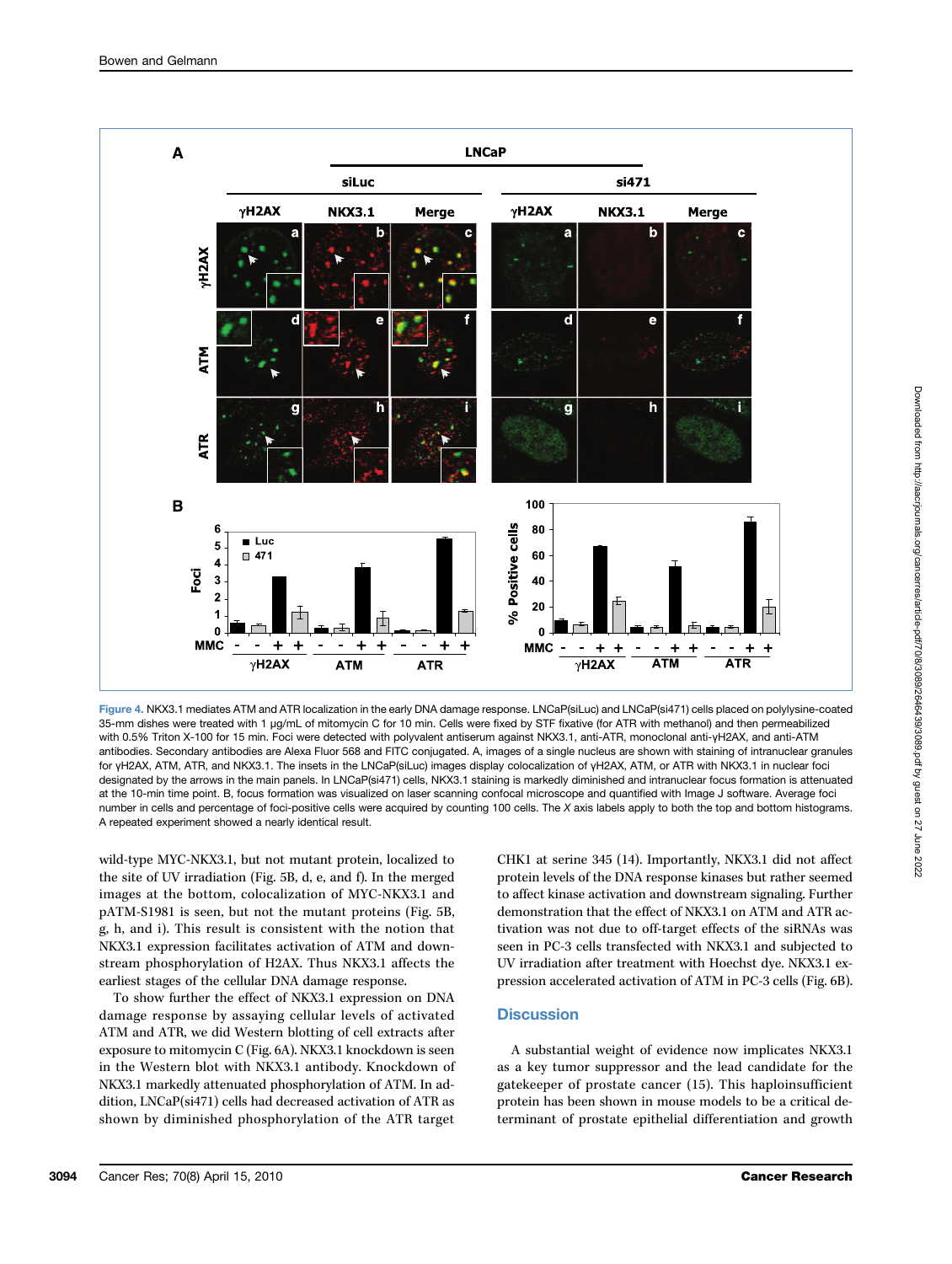**Figure 4.** NKX3.1 mediates ATM and ATR localization in the early DNA damage response. LNCaP(siLuc) and LNCaP(si471) cells placed on polylysine-coated 35-mm dishes were treated with 1 μg/mL of mitomycin C for 10 min. Cells were fixed by STF fixative (for ATR with methanol) and then permeabilized with 0.5% Triton X-100 for 15 min. Foci were detected with polyvalent antiserum against NKX3.1, anti-ATR, monoclonal anti-γH2AX, and anti-ATM antibodies. Secondary antibodies are Alexa Fluor 568 and FITC conjugated. A, images of a single nucleus are shown with staining of intranuclear granules for γH2AX, ATM, ATR, and NKX3.1. The insets in the LNCaP(siLuc) images display colocalization of γH2AX, ATM, or ATR with NKX3.1 in nuclear foci designated by the arrows in the main panels. In LNCaP(si471) cells, NKX3.1 staining is markedly diminished and intranuclear focus formation is attenuated at the 10-min time point. B, focus formation was visualized on laser scanning confocal microscope and quantified with Image J software. Average foci number in cells and percentage of foci-positive cells were acquired by counting 100 cells. The *X* axis labels apply to both the top and bottom histograms. A repeated experiment showed a nearly identical result.

wild-type MYC-NKX3.1, but not mutant protein, localized to the site of UV irradiation (Fig. 5B, d, e, and f). In the merged images at the bottom, colocalization of MYC-NKX3.1 and pATM-S1981 is seen, but not the mutant proteins (Fig. 5B, g, h, and i). This result is consistent with the notion that NKX3.1 expression facilitates activation of ATM and downstream phosphorylation of H2AX. Thus NKX3.1 affects the earliest stages of the cellular DNA damage response.

To show further the effect of NKX3.1 expression on DNA damage response by assaying cellular levels of activated ATM and ATR, we did Western blotting of cell extracts after exposure to mitomycin C (Fig. 6A). NKX3.1 knockdown is seen in the Western blot with NKX3.1 antibody. Knockdown of NKX3.1 markedly attenuated phosphorylation of ATM. In addition, LNCaP(si471) cells had decreased activation of ATR as shown by diminished phosphorylation of the ATR target CHK1 at serine 345 (14). Importantly, NKX3.1 did not affect protein levels of the DNA response kinases but rather seemed to affect kinase activation and downstream signaling. Further demonstration that the effect of NKX3.1 on ATM and ATR activation was not due to off-target effects of the siRNAs was seen in PC-3 cells transfected with NKX3.1 and subjected to UV irradiation after treatment with Hoechst dye. NKX3.1 expression accelerated activation of ATM in PC-3 cells (Fig. 6B).

## Discussion

A substantial weight of evidence now implicates NKX3.1 as a key tumor suppressor and the lead candidate for the gatekeeper of prostate cancer (15). This haploinsufficient protein has been shown in mouse models to be a critical determinant of prostate epithelial differentiation and growth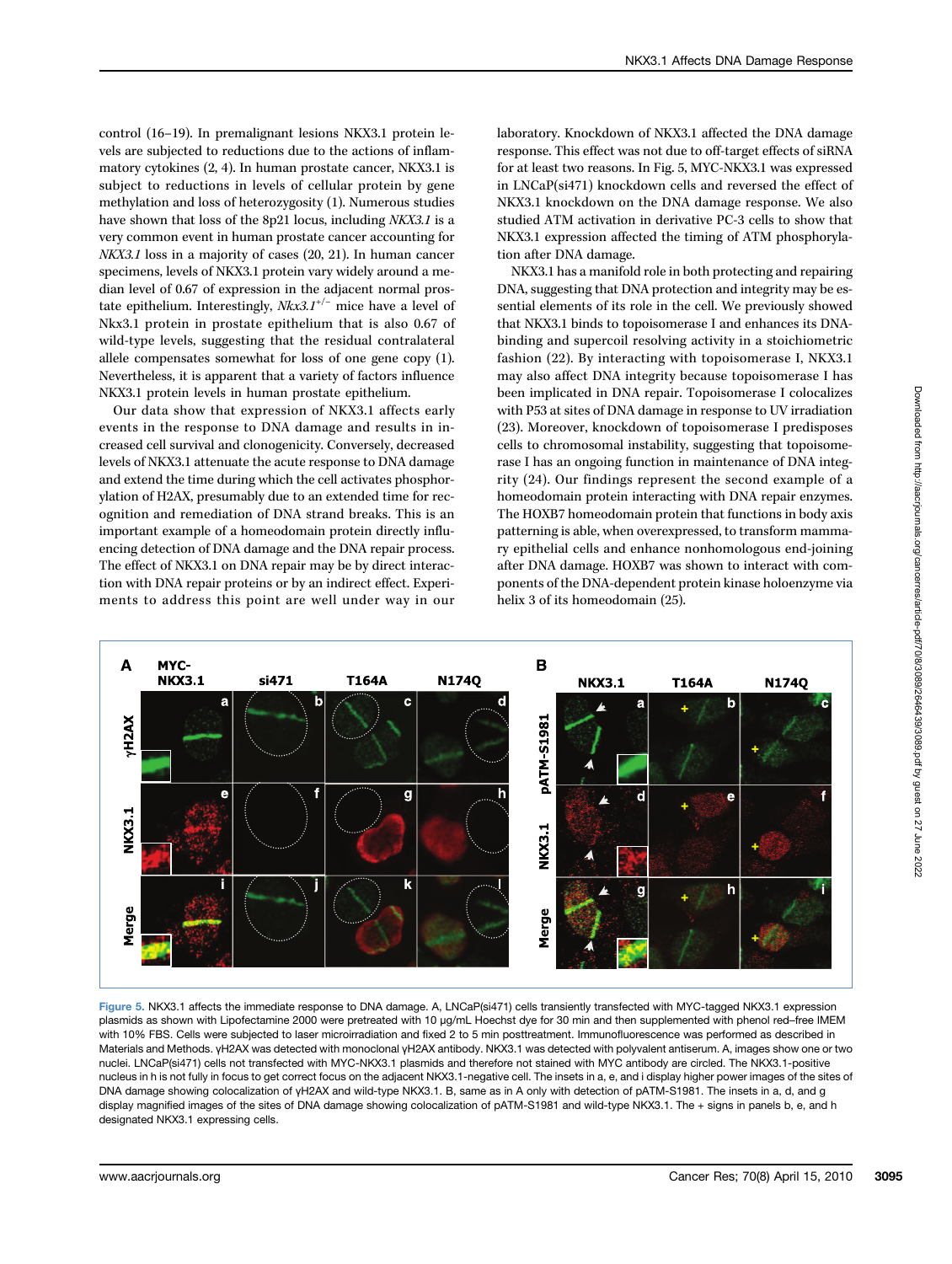control (16–19). In premalignant lesions NKX3.1 protein levels are subjected to reductions due to the actions of inflammatory cytokines (2, 4). In human prostate cancer, NKX3.1 is subject to reductions in levels of cellular protein by gene methylation and loss of heterozygosity (1). Numerous studies have shown that loss of the 8p21 locus, including *NKX3.1* is a very common event in human prostate cancer accounting for *NKX3.1* loss in a majority of cases (20, 21). In human cancer specimens, levels of NKX3.1 protein vary widely around a median level of 0.67 of expression in the adjacent normal prostate epithelium. Interestingly, *Nkx3.1*$^{+/-}$ mice have a level of Nkx3.1 protein in prostate epithelium that is also 0.67 of wild-type levels, suggesting that the residual contralateral allele compensates somewhat for loss of one gene copy (1). Nevertheless, it is apparent that a variety of factors influence NKX3.1 protein levels in human prostate epithelium.

Our data show that expression of NKX3.1 affects early events in the response to DNA damage and results in increased cell survival and clonogenicity. Conversely, decreased levels of NKX3.1 attenuate the acute response to DNA damage and extend the time during which the cell activates phosphorylation of H2AX, presumably due to an extended time for recognition and remediation of DNA strand breaks. This is an important example of a homeodomain protein directly influencing detection of DNA damage and the DNA repair process. The effect of NKX3.1 on DNA repair may be by direct interaction with DNA repair proteins or by an indirect effect. Experiments to address this point are well under way in our laboratory. Knockdown of NKX3.1 affected the DNA damage response. This effect was not due to off-target effects of siRNA for at least two reasons. In Fig. 5, MYC-NKX3.1 was expressed in LNCaP(si471) knockdown cells and reversed the effect of NKX3.1 knockdown on the DNA damage response. We also studied ATM activation in derivative PC-3 cells to show that NKX3.1 expression affected the timing of ATM phosphorylation after DNA damage.

NKX3.1 has a manifold role in both protecting and repairing DNA, suggesting that DNA protection and integrity may be essential elements of its role in the cell. We previously showed that NKX3.1 binds to topoisomerase I and enhances its DNA-binding and supercoil resolving activity in a stoichiometric fashion (22). By interacting with topoisomerase I, NKX3.1 may also affect DNA integrity because topoisomerase I has been implicated in DNA repair. Topoisomerase I colocalizes with P53 at sites of DNA damage in response to UV irradiation (23). Moreover, knockdown of topoisomerase I predisposes cells to chromosomal instability, suggesting that topoisomerase I has an ongoing function in maintenance of DNA integrity (24). Our findings represent the second example of a homeodomain protein interacting with DNA repair enzymes. The HOXB7 homeodomain protein that functions in body axis patterning is able, when overexpressed, to transform mammary epithelial cells and enhance nonhomologous end-joining after DNA damage. HOXB7 was shown to interact with components of the DNA-dependent protein kinase holoenzyme via helix 3 of its homeodomain (25).

Figure 5. NKX3.1 affects the immediate response to DNA damage. A, LNCaP(si471) cells transiently transfected with MYC-tagged NKX3.1 expression plasmids as shown with Lipofectamine 2000 were pretreated with 10 μg/mL Hoechst dye for 30 min and then supplemented with phenol red–free IMEM with 10% FBS. Cells were subjected to laser microirradiation and fixed 2 to 5 min posttreatment. Immunofluorescence was performed as described in Materials and Methods. γH2AX was detected with monoclonal γH2AX antibody. NKX3.1 was detected with polyvalent antiserum. A, images show one or two nuclei. LNCaP(si471) cells not transfected with MYC-NKX3.1 plasmids and therefore not stained with MYC antibody are circled. The NKX3.1-positive nucleus in h is not fully in focus to get correct focus on the adjacent NKX3.1-negative cell. The insets in a, e, and i display higher power images of the sites of DNA damage showing colocalization of γH2AX and wild-type NKX3.1. B, same as in A only with detection of pATM-S1981. The insets in a, d, and g display magnified images of the sites of DNA damage showing colocalization of pATM-S1981 and wild-type NKX3.1. The + signs in panels b, e, and h designated NKX3.1 expressing cells.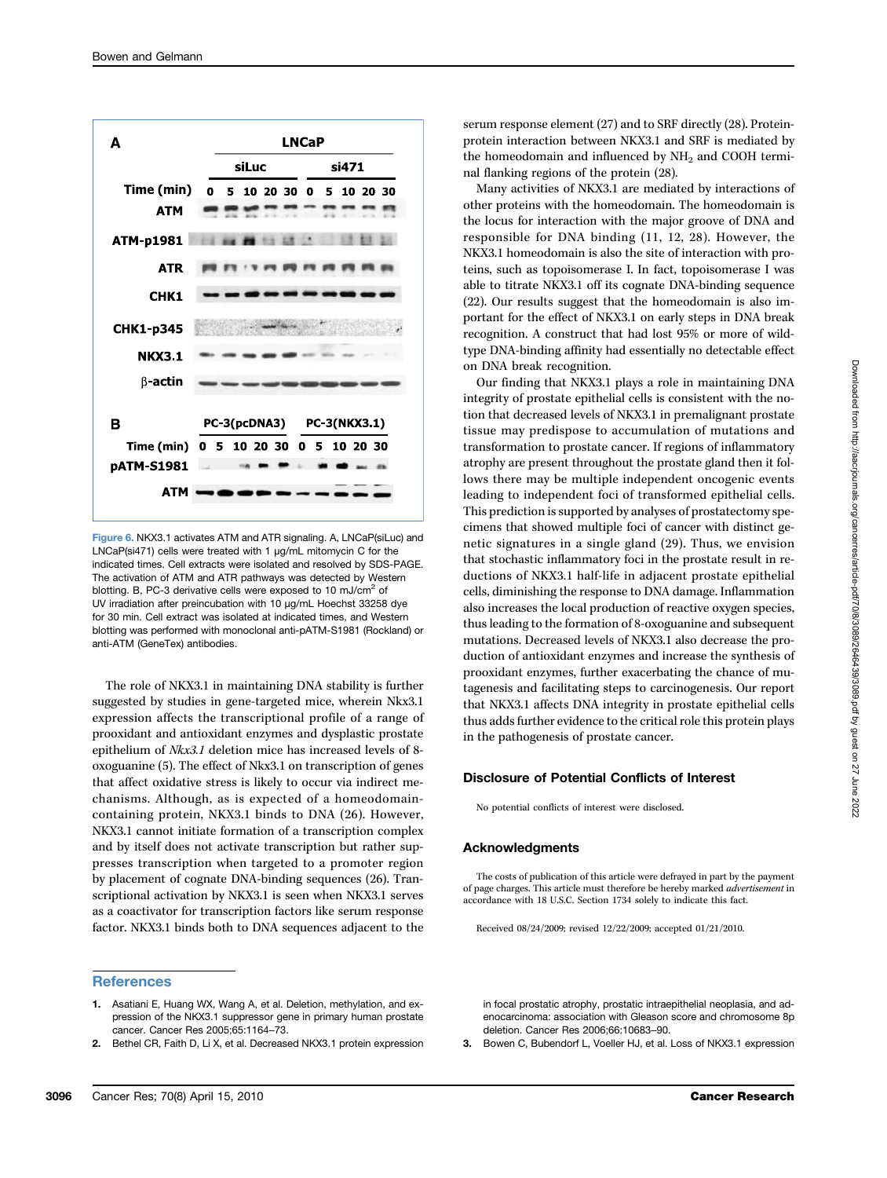Figure 6. NKX3.1 activates ATM and ATR signaling. A, LNCaP(siLuc) and LNCaP(si471) cells were treated with 1 µg/mL mitomycin C for the indicated times. Cell extracts were isolated and resolved by SDS-PAGE. The activation of ATM and ATR pathways was detected by Western blotting. B, PC-3 derivative cells were exposed to 10 mJ/cm$^2$ of UV irradiation after preincubation with 10 µg/mL Hoechst 33258 dye for 30 min. Cell extract was isolated at indicated times, and Western blotting was performed with monoclonal anti-pATM-S1981 (Rockland) or anti-ATM (GeneTex) antibodies.

The role of NKX3.1 in maintaining DNA stability is further suggested by studies in gene-targeted mice, wherein Nkx3.1 expression affects the transcriptional profile of a range of prooxidant and antioxidant enzymes and dysplastic prostate epithelium of *Nkx3.1* deletion mice has increased levels of 8-oxoguanine (5). The effect of Nkx3.1 on transcription of genes that affect oxidative stress is likely to occur via indirect mechanisms. Although, as is expected of a homeodomain-containing protein, NKX3.1 binds to DNA (26). However, NKX3.1 cannot initiate formation of a transcription complex and by itself does not activate transcription but rather suppresses transcription when targeted to a promoter region by placement of cognate DNA-binding sequences (26). Transcriptional activation by NKX3.1 is seen when NKX3.1 serves as a coactivator for transcription factors like serum response factor. NKX3.1 binds both to DNA sequences adjacent to the serum response element (27) and to SRF directly (28). Protein-protein interaction between NKX3.1 and SRF is mediated by the homeodomain and influenced by $NH_2$ and COOH terminal flanking regions of the protein (28).

Many activities of NKX3.1 are mediated by interactions of other proteins with the homeodomain. The homeodomain is the locus for interaction with the major groove of DNA and responsible for DNA binding (11, 12, 28). However, the NKX3.1 homeodomain is also the site of interaction with proteins, such as topoisomerase I. In fact, topoisomerase I was able to titrate NKX3.1 off its cognate DNA-binding sequence (22). Our results suggest that the homeodomain is also important for the effect of NKX3.1 on early steps in DNA break recognition. A construct that had lost 95% or more of wild-type DNA-binding affinity had essentially no detectable effect on DNA break recognition.

Our finding that NKX3.1 plays a role in maintaining DNA integrity of prostate epithelial cells is consistent with the notion that decreased levels of NKX3.1 in premalignant prostate tissue may predispose to accumulation of mutations and transformation to prostate cancer. If regions of inflammatory atrophy are present throughout the prostate gland then it follows there may be multiple independent oncogenic events leading to independent foci of transformed epithelial cells. This prediction is supported by analyses of prostatectomy specimens that showed multiple foci of cancer with distinct genetic signatures in a single gland (29). Thus, we envision that stochastic inflammatory foci in the prostate result in reductions of NKX3.1 half-life in adjacent prostate epithelial cells, diminishing the response to DNA damage. Inflammation also increases the local production of reactive oxygen species, thus leading to the formation of 8-oxoguanine and subsequent mutations. Decreased levels of NKX3.1 also decrease the production of antioxidant enzymes and increase the synthesis of prooxidant enzymes, further exacerbating the chance of mutagenesis and facilitating steps to carcinogenesis. Our report that NKX3.1 affects DNA integrity in prostate epithelial cells thus adds further evidence to the critical role this protein plays in the pathogenesis of prostate cancer.

## Disclosure of Potential Conflicts of Interest

No potential conflicts of interest were disclosed.

## Acknowledgments

The costs of publication of this article were defrayed in part by the payment of page charges. This article must therefore be hereby marked *advertisement* in accordance with 18 U.S.C. Section 1734 solely to indicate this fact.

Received 08/24/2009; revised 12/22/2009; accepted 01/21/2010.

## References

1. Asatiani E, Huang WX, Wang A, et al. Deletion, methylation, and expression of the NKX3.1 suppressor gene in primary human prostate cancer. Cancer Res 2005;65:1164–73.
2. Bethel CR, Faith D, Li X, et al. Decreased NKX3.1 protein expression in focal prostatic atrophy, prostatic intraepithelial neoplasia, and adenocarcinoma: association with Gleason score and chromosome 8p deletion. Cancer Res 2006;66:10683–90.
3. Bowen C, Bubendorf L, Voeller HJ, et al. Loss of NKX3.1 expression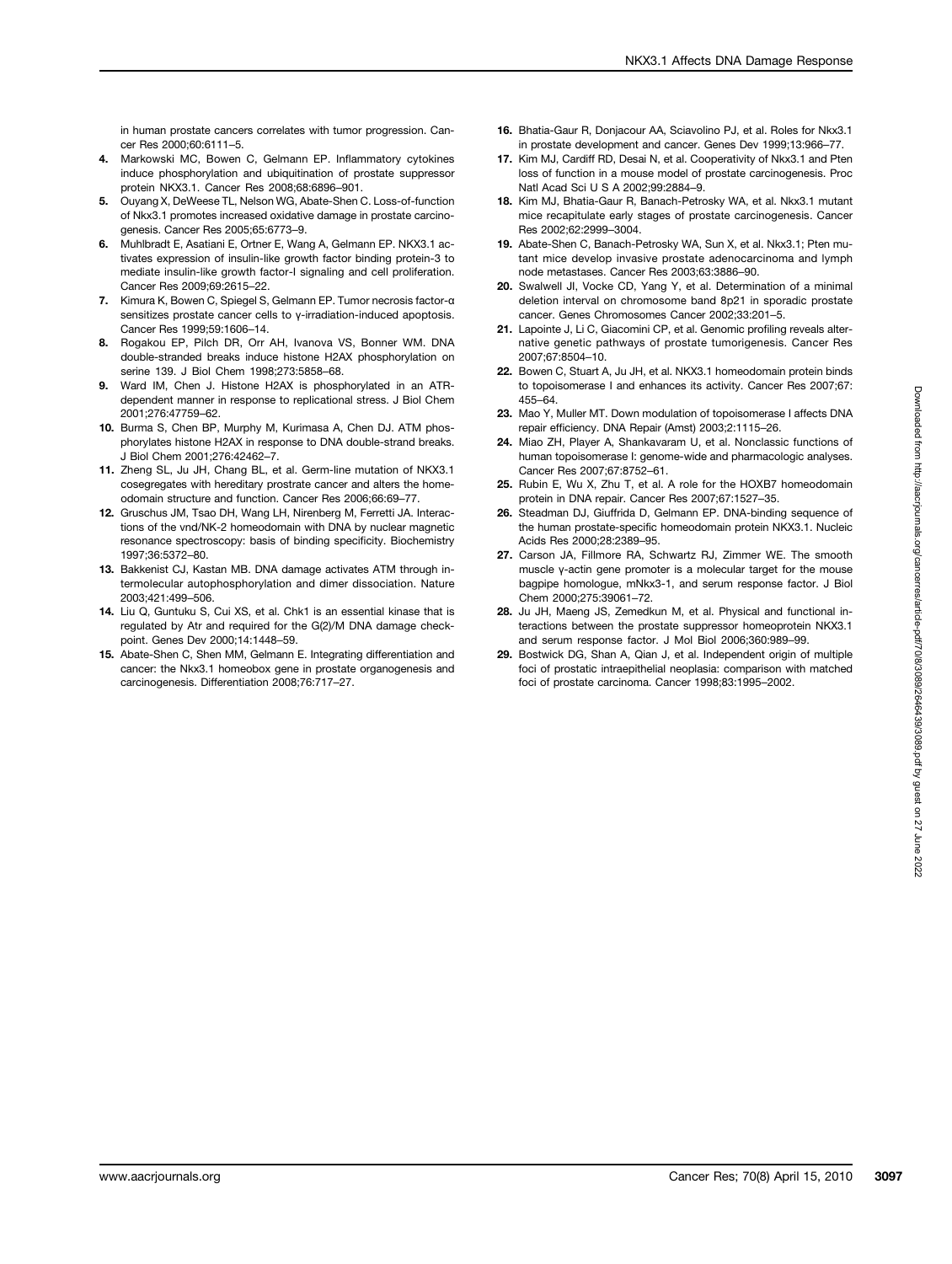in human prostate cancers correlates with tumor progression. Cancer Res 2000;60:6111–5.

4. Markowski MC, Bowen C, Gelmann EP. Inflammatory cytokines induce phosphorylation and ubiquitination of prostate suppressor protein NKX3.1. Cancer Res 2008;68:6896–901.
5. Ouyang X, DeWeese TL, Nelson WG, Abate-Shen C. Loss-of-function of Nkx3.1 promotes increased oxidative damage in prostate carcinogenesis. Cancer Res 2005;65:6773–9.
6. Muhlbradt E, Asatiani E, Ortner E, Wang A, Gelmann EP. NKX3.1 activates expression of insulin-like growth factor binding protein-3 to mediate insulin-like growth factor-I signaling and cell proliferation. Cancer Res 2009;69:2615–22.
7. Kimura K, Bowen C, Spiegel S, Gelmann EP. Tumor necrosis factor-α sensitizes prostate cancer cells to γ-irradiation-induced apoptosis. Cancer Res 1999;59:1606–14.
8. Rogakou EP, Pilch DR, Orr AH, Ivanova VS, Bonner WM. DNA double-stranded breaks induce histone H2AX phosphorylation on serine 139. J Biol Chem 1998;273:5858–68.
9. Ward IM, Chen J. Histone H2AX is phosphorylated in an ATR-dependent manner in response to replicational stress. J Biol Chem 2001;276:47759–62.
10. Burma S, Chen BP, Murphy M, Kurimasa A, Chen DJ. ATM phosphorylates histone H2AX in response to DNA double-strand breaks. J Biol Chem 2001;276:42462–7.
11. Zheng SL, Ju JH, Chang BL, et al. Germ-line mutation of NKX3.1 cosegregates with hereditary prostrate cancer and alters the homeodomain structure and function. Cancer Res 2006;66:69–77.
12. Gruschus JM, Tsao DH, Wang LH, Nirenberg M, Ferretti JA. Interactions of the vnd/NK-2 homeodomain with DNA by nuclear magnetic resonance spectroscopy: basis of binding specificity. Biochemistry 1997;36:5372–80.
13. Bakkenist CJ, Kastan MB. DNA damage activates ATM through intermolecular autophosphorylation and dimer dissociation. Nature 2003;421:499–506.
14. Liu Q, Guntuku S, Cui XS, et al. Chk1 is an essential kinase that is regulated by Atr and required for the G(2)/M DNA damage checkpoint. Genes Dev 2000;14:1448–59.
15. Abate-Shen C, Shen MM, Gelmann E. Integrating differentiation and cancer: the Nkx3.1 homeobox gene in prostate organogenesis and carcinogenesis. Differentiation 2008;76:717–27.
16. Bhatia-Gaur R, Donjacour AA, Sciavolino PJ, et al. Roles for Nkx3.1 in prostate development and cancer. Genes Dev 1999;13:966–77.
17. Kim MJ, Cardiff RD, Desai N, et al. Cooperativity of Nkx3.1 and Pten loss of function in a mouse model of prostate carcinogenesis. Proc Natl Acad Sci U S A 2002;99:2884–9.
18. Kim MJ, Bhatia-Gaur R, Banach-Petrosky WA, et al. Nkx3.1 mutant mice recapitulate early stages of prostate carcinogenesis. Cancer Res 2002;62:2999–3004.
19. Abate-Shen C, Banach-Petrosky WA, Sun X, et al. Nkx3.1; Pten mutant mice develop invasive prostate adenocarcinoma and lymph node metastases. Cancer Res 2003;63:3886–90.
20. Swalwell JI, Vocke CD, Yang Y, et al. Determination of a minimal deletion interval on chromosome band 8p21 in sporadic prostate cancer. Genes Chromosomes Cancer 2002;33:201–5.
21. Lapointe J, Li C, Giacomini CP, et al. Genomic profiling reveals alternative genetic pathways of prostate tumorigenesis. Cancer Res 2007;67:8504–10.
22. Bowen C, Stuart A, Ju JH, et al. NKX3.1 homeodomain protein binds to topoisomerase I and enhances its activity. Cancer Res 2007;67:455–64.
23. Mao Y, Muller MT. Down modulation of topoisomerase I affects DNA repair efficiency. DNA Repair (Amst) 2003;2:1115–26.
24. Miao ZH, Player A, Shankavaram U, et al. Nonclassic functions of human topoisomerase I: genome-wide and pharmacologic analyses. Cancer Res 2007;67:8752–61.
25. Rubin E, Wu X, Zhu T, et al. A role for the HOXB7 homeodomain protein in DNA repair. Cancer Res 2007;67:1527–35.
26. Steadman DJ, Giuffrida D, Gelmann EP. DNA-binding sequence of the human prostate-specific homeodomain protein NKX3.1. Nucleic Acids Res 2000;28:2389–95.
27. Carson JA, Fillmore RA, Schwartz RJ, Zimmer WE. The smooth muscle γ-actin gene promoter is a molecular target for the mouse bagpipe homologue, mNkx3-1, and serum response factor. J Biol Chem 2000;275:39061–72.
28. Ju JH, Maeng JS, Zemedkun M, et al. Physical and functional interactions between the prostate suppressor homeoprotein NKX3.1 and serum response factor. J Mol Biol 2006;360:989–99.
29. Bostwick DG, Shan A, Qian J, et al. Independent origin of multiple foci of prostatic intraepithelial neoplasia: comparison with matched foci of prostate carcinoma. Cancer 1998;83:1995–2002.